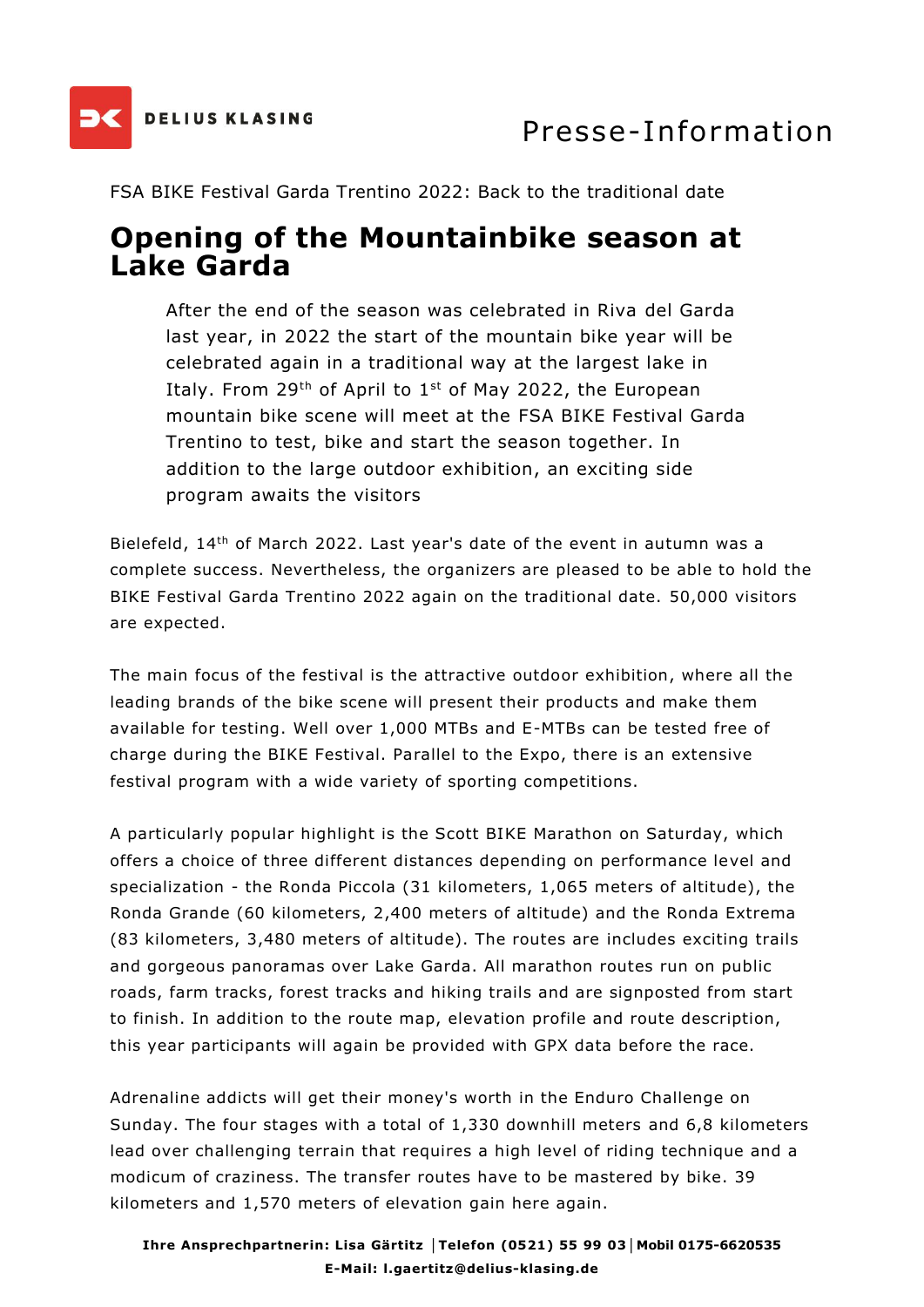# Presse-Information

FSA BIKE Festival Garda Trentino 2022: Back to the traditional date

## Opening of the Mountainbike season at Lake Garda

After the end of the season was celebrated in Riva del Garda last year, in 2022 the start of the mountain bike year will be celebrated again in a traditional way at the largest lake in Italy. From 29th of April to 1st of May 2022, the European mountain bike scene will meet at the FSA BIKE Festival Garda Trentino to test, bike and start the season together. In addition to the large outdoor exhibition, an exciting side program awaits the visitors

Bielefeld, 14th of March 2022. Last year's date of the event in autumn was a complete success. Nevertheless, the organizers are pleased to be able to hold the BIKE Festival Garda Trentino 2022 again on the traditional date. 50,000 visitors are expected.

The main focus of the festival is the attractive outdoor exhibition, where all the leading brands of the bike scene will present their products and make them available for testing. Well over 1,000 MTBs and E-MTBs can be tested free of charge during the BIKE Festival. Parallel to the Expo, there is an extensive festival program with a wide variety of sporting competitions.

A particularly popular highlight is the Scott BIKE Marathon on Saturday, which offers a choice of three different distances depending on performance level and specialization - the Ronda Piccola (31 kilometers, 1,065 meters of altitude), the Ronda Grande (60 kilometers, 2,400 meters of altitude) and the Ronda Extrema (83 kilometers, 3,480 meters of altitude). The routes are includes exciting trails and gorgeous panoramas over Lake Garda. All marathon routes run on public roads, farm tracks, forest tracks and hiking trails and are signposted from start to finish. In addition to the route map, elevation profile and route description, this year participants will again be provided with GPX data before the race.

Adrenaline addicts will get their money's worth in the Enduro Challenge on Sunday. The four stages with a total of 1,330 downhill meters and 6,8 kilometers lead over challenging terrain that requires a high level of riding technique and a modicum of craziness. The transfer routes have to be mastered by bike. 39 kilometers and 1,570 meters of elevation gain here again.

**Ihre Ansprechpartnerin: Lisa Gärtitz │Telefon (0521) 55 99 03│Mobil 0175-6620535**
**E-Mail: l.gaertitz@delius-klasing.de**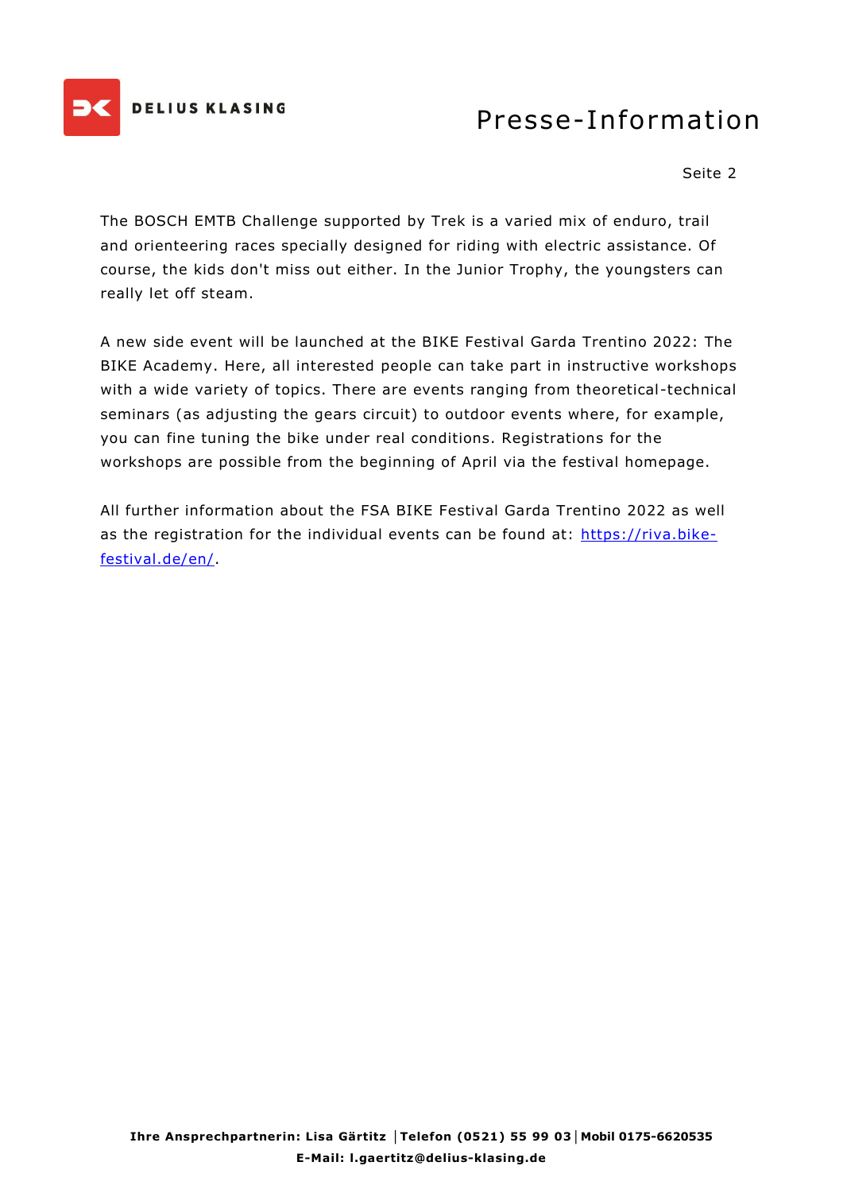The BOSCH EMTB Challenge supported by Trek is a varied mix of enduro, trail and orienteering races specially designed for riding with electric assistance. Of course, the kids don't miss out either. In the Junior Trophy, the youngsters can really let off steam.

A new side event will be launched at the BIKE Festival Garda Trentino 2022: The BIKE Academy. Here, all interested people can take part in instructive workshops with a wide variety of topics. There are events ranging from theoretical-technical seminars (as adjusting the gears circuit) to outdoor events where, for example, you can fine tuning the bike under real conditions. Registrations for the workshops are possible from the beginning of April via the festival homepage.

All further information about the FSA BIKE Festival Garda Trentino 2022 as well as the registration for the individual events can be found at: [https://riva.bike-festival.de/en/](https://riva.bike-festival.de/en/).

**Ihre Ansprechpartnerin: Lisa Gärtitz | Telefon (0521) 55 99 03 | Mobil 0175-6620535**
**E-Mail: l.gaertitz@delius-klasing.de**